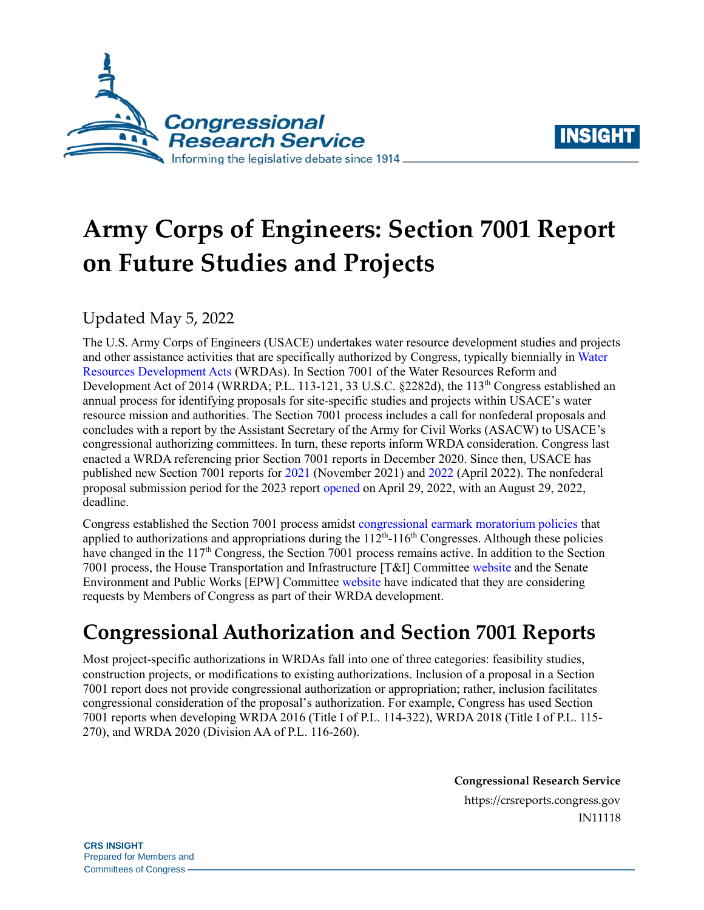# Army Corps of Engineers: Section 7001 Report on Future Studies and Projects

Updated May 5, 2022

The U.S. Army Corps of Engineers (USACE) undertakes water resource development studies and projects and other assistance activities that are specifically authorized by Congress, typically biennially in Water Resources Development Acts (WRDAs). In Section 7001 of the Water Resources Reform and Development Act of 2014 (WRRDA; P.L. 113-121, 33 U.S.C. §2282d), the 113th Congress established an annual process for identifying proposals for site-specific studies and projects within USACE's water resource mission and authorities. The Section 7001 process includes a call for nonfederal proposals and concludes with a report by the Assistant Secretary of the Army for Civil Works (ASACW) to USACE's congressional authorizing committees. In turn, these reports inform WRDA consideration. Congress last enacted a WRDA referencing prior Section 7001 reports in December 2020. Since then, USACE has published new Section 7001 reports for 2021 (November 2021) and 2022 (April 2022). The nonfederal proposal submission period for the 2023 report opened on April 29, 2022, with an August 29, 2022, deadline.

Congress established the Section 7001 process amidst congressional earmark moratorium policies that applied to authorizations and appropriations during the 112th-116th Congresses. Although these policies have changed in the 117th Congress, the Section 7001 process remains active. In addition to the Section 7001 process, the House Transportation and Infrastructure [T&I] Committee website and the Senate Environment and Public Works [EPW] Committee website have indicated that they are considering requests by Members of Congress as part of their WRDA development.

## Congressional Authorization and Section 7001 Reports

Most project-specific authorizations in WRDAs fall into one of three categories: feasibility studies, construction projects, or modifications to existing authorizations. Inclusion of a proposal in a Section 7001 report does not provide congressional authorization or appropriation; rather, inclusion facilitates congressional consideration of the proposal's authorization. For example, Congress has used Section 7001 reports when developing WRDA 2016 (Title I of P.L. 114-322), WRDA 2018 (Title I of P.L. 115-270), and WRDA 2020 (Division AA of P.L. 116-260).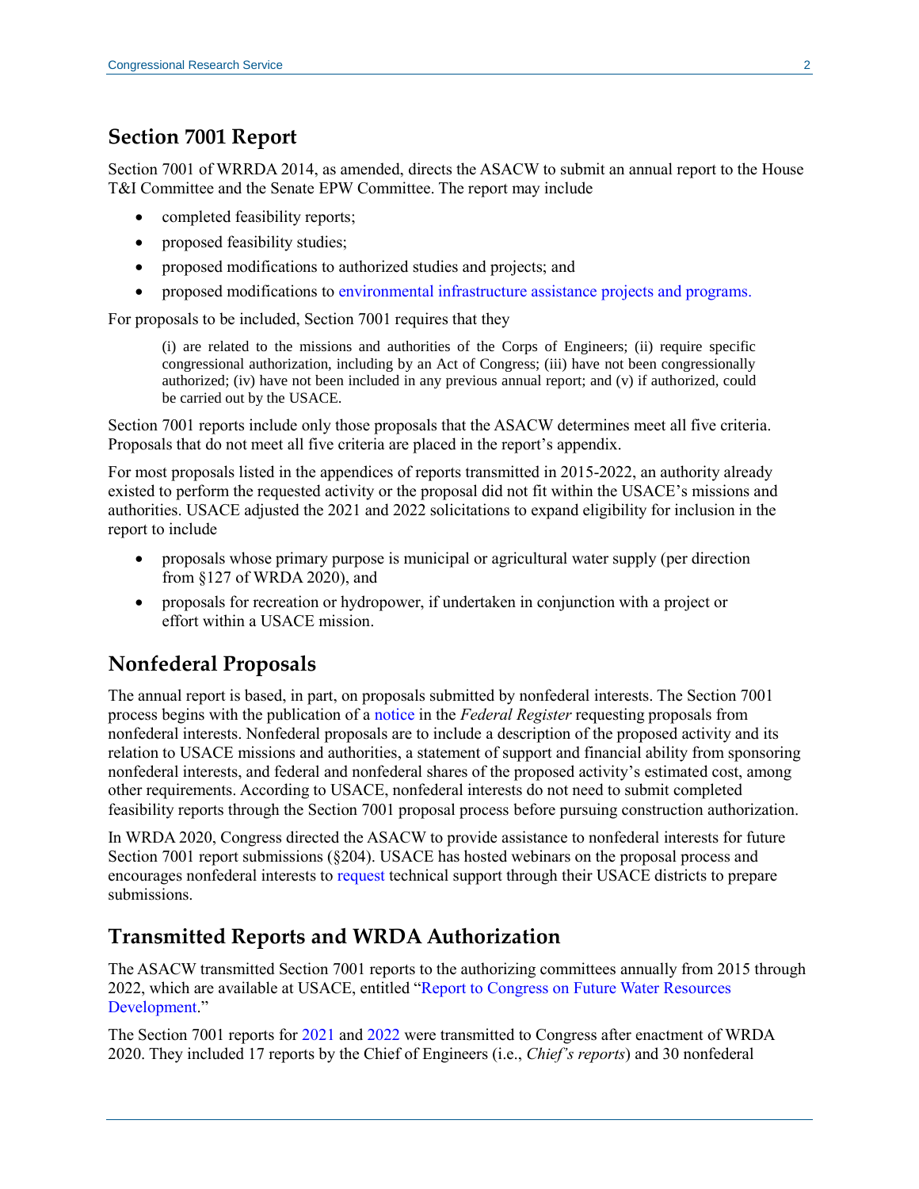## Section 7001 Report

Section 7001 of WRRDA 2014, as amended, directs the ASACW to submit an annual report to the House T&I Committee and the Senate EPW Committee. The report may include

- completed feasibility reports;
- proposed feasibility studies;
- proposed modifications to authorized studies and projects; and
- proposed modifications to environmental infrastructure assistance projects and programs.

For proposals to be included, Section 7001 requires that they

> (i) are related to the missions and authorities of the Corps of Engineers; (ii) require specific congressional authorization, including by an Act of Congress; (iii) have not been congressionally authorized; (iv) have not been included in any previous annual report; and (v) if authorized, could be carried out by the USACE.

Section 7001 reports include only those proposals that the ASACW determines meet all five criteria. Proposals that do not meet all five criteria are placed in the report's appendix.

For most proposals listed in the appendices of reports transmitted in 2015-2022, an authority already existed to perform the requested activity or the proposal did not fit within the USACE's missions and authorities. USACE adjusted the 2021 and 2022 solicitations to expand eligibility for inclusion in the report to include

- proposals whose primary purpose is municipal or agricultural water supply (per direction from §127 of WRDA 2020), and
- proposals for recreation or hydropower, if undertaken in conjunction with a project or effort within a USACE mission.

## Nonfederal Proposals

The annual report is based, in part, on proposals submitted by nonfederal interests. The Section 7001 process begins with the publication of a notice in the *Federal Register* requesting proposals from nonfederal interests. Nonfederal proposals are to include a description of the proposed activity and its relation to USACE missions and authorities, a statement of support and financial ability from sponsoring nonfederal interests, and federal and nonfederal shares of the proposed activity's estimated cost, among other requirements. According to USACE, nonfederal interests do not need to submit completed feasibility reports through the Section 7001 proposal process before pursuing construction authorization.

In WRDA 2020, Congress directed the ASACW to provide assistance to nonfederal interests for future Section 7001 report submissions (§204). USACE has hosted webinars on the proposal process and encourages nonfederal interests to request technical support through their USACE districts to prepare submissions.

## Transmitted Reports and WRDA Authorization

The ASACW transmitted Section 7001 reports to the authorizing committees annually from 2015 through 2022, which are available at USACE, entitled "Report to Congress on Future Water Resources Development."

The Section 7001 reports for 2021 and 2022 were transmitted to Congress after enactment of WRDA 2020. They included 17 reports by the Chief of Engineers (i.e., *Chief's reports*) and 30 nonfederal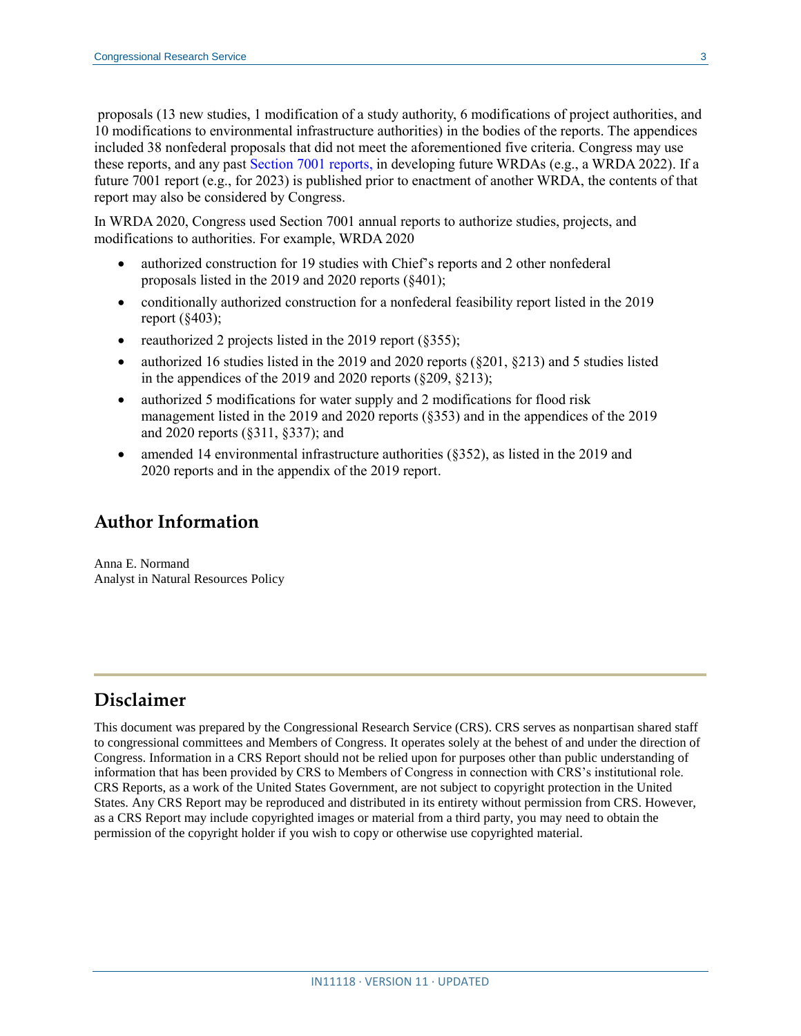proposals (13 new studies, 1 modification of a study authority, 6 modifications of project authorities, and 10 modifications to environmental infrastructure authorities) in the bodies of the reports. The appendices included 38 nonfederal proposals that did not meet the aforementioned five criteria. Congress may use these reports, and any past Section 7001 reports, in developing future WRDAs (e.g., a WRDA 2022). If a future 7001 report (e.g., for 2023) is published prior to enactment of another WRDA, the contents of that report may also be considered by Congress.

In WRDA 2020, Congress used Section 7001 annual reports to authorize studies, projects, and modifications to authorities. For example, WRDA 2020

- authorized construction for 19 studies with Chief's reports and 2 other nonfederal proposals listed in the 2019 and 2020 reports (§401);
- conditionally authorized construction for a nonfederal feasibility report listed in the 2019 report (§403);
- reauthorized 2 projects listed in the 2019 report (§355);
- authorized 16 studies listed in the 2019 and 2020 reports (§201, §213) and 5 studies listed in the appendices of the 2019 and 2020 reports (§209, §213);
- authorized 5 modifications for water supply and 2 modifications for flood risk management listed in the 2019 and 2020 reports (§353) and in the appendices of the 2019 and 2020 reports (§311, §337); and
- amended 14 environmental infrastructure authorities (§352), as listed in the 2019 and 2020 reports and in the appendix of the 2019 report.

## Author Information

Anna E. Normand
Analyst in Natural Resources Policy

## Disclaimer

This document was prepared by the Congressional Research Service (CRS). CRS serves as nonpartisan shared staff to congressional committees and Members of Congress. It operates solely at the behest of and under the direction of Congress. Information in a CRS Report should not be relied upon for purposes other than public understanding of information that has been provided by CRS to Members of Congress in connection with CRS's institutional role. CRS Reports, as a work of the United States Government, are not subject to copyright protection in the United States. Any CRS Report may be reproduced and distributed in its entirety without permission from CRS. However, as a CRS Report may include copyrighted images or material from a third party, you may need to obtain the permission of the copyright holder if you wish to copy or otherwise use copyrighted material.

IN11118 · VERSION 11 · UPDATED